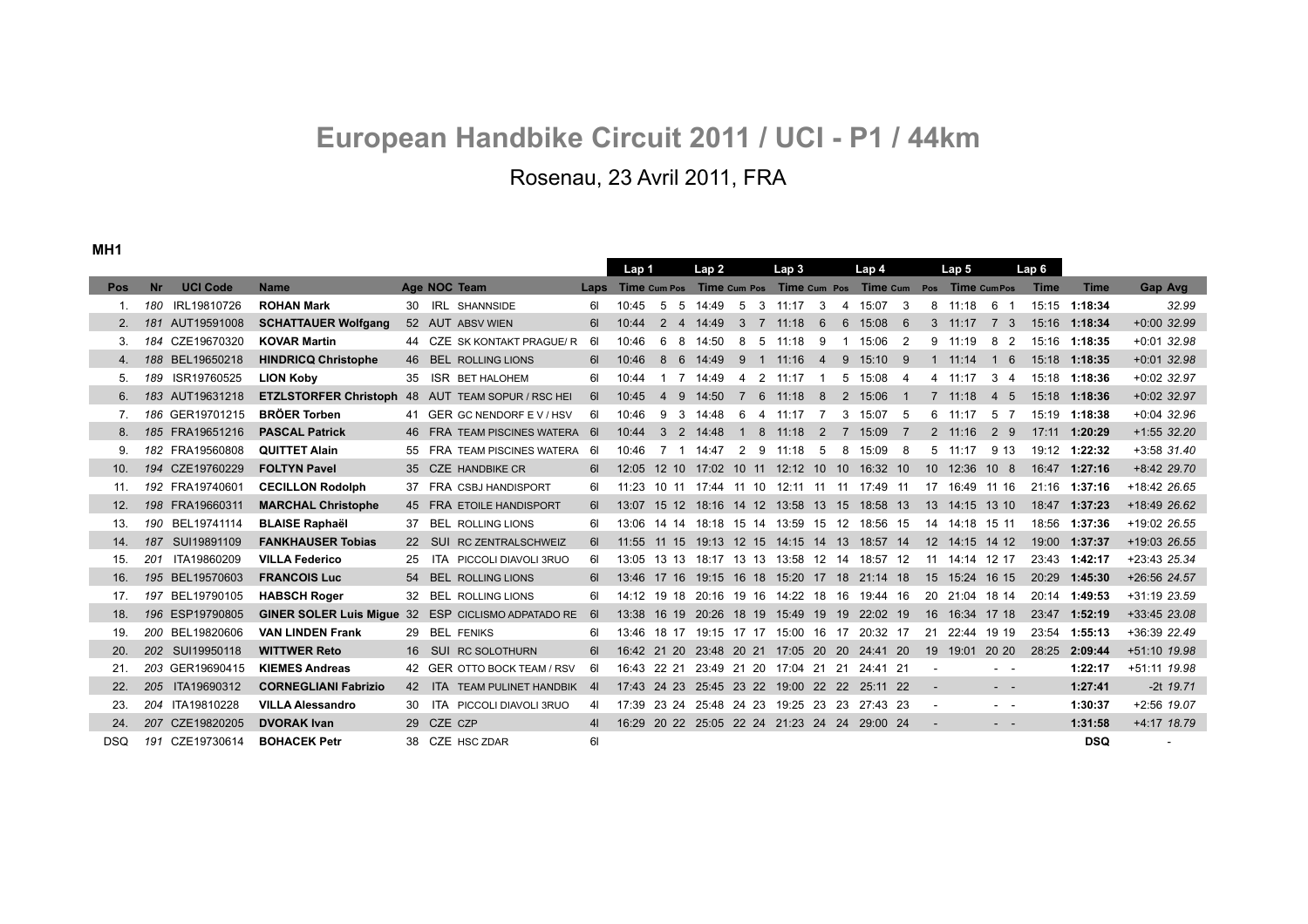# European Handbike Circuit 2011 / UCI - P1 / 44km

## Rosenau, 23 Avril 2011, FRA

**MH1**

| Pos | Nr | UCI Code | Name | Age | NOC | Team | Laps | Lap 1 Time | Lap 1 Cum | Lap 1 Pos | Lap 2 Time | Lap 2 Cum | Lap 2 Pos | Lap 3 Time | Lap 3 Cum | Lap 3 Pos | Lap 4 Time | Lap 4 Cum | Lap 4 Pos | Lap 5 Time | Lap 5 Cum | Lap 5 Pos | Lap 6 Time | Time | Gap | Avg |
|---|---|---|---|---|---|---|---|---|---|---|---|---|---|---|---|---|---|---|---|---|---|---|---|---|---|---|
| 1. | 180 | IRL19810726 | **ROHAN Mark** | 30 | IRL | SHANNSIDE | 6l | 10:45 | 5 | 5 | 14:49 | 5 | 3 | 11:17 | 3 | 4 | 15:07 | 3 | 8 | 11:18 | 6 | 1 | 15:15 | **1:18:34** | | 32.99 |
| 2. | 181 | AUT19591008 | **SCHATTAUER Wolfgang** | 52 | AUT | ABSV WIEN | 6l | 10:44 | 2 | 4 | 14:49 | 3 | 7 | 11:18 | 6 | 6 | 15:08 | 6 | 3 | 11:17 | 7 | 3 | 15:16 | **1:18:34** | +0:00 | 32.99 |
| 3. | 184 | CZE19670320 | **KOVAR Martin** | 44 | CZE | SK KONTAKT PRAGUE/ R | 6l | 10:46 | 6 | 8 | 14:50 | 8 | 5 | 11:18 | 9 | 1 | 15:06 | 2 | 9 | 11:19 | 8 | 2 | 15:16 | **1:18:35** | +0:01 | 32.98 |
| 4. | 188 | BEL19650218 | **HINDRICQ Christophe** | 46 | BEL | ROLLING LIONS | 6l | 10:46 | 8 | 6 | 14:49 | 9 | 1 | 11:16 | 4 | 9 | 15:10 | 9 | 1 | 11:14 | 1 | 6 | 15:18 | **1:18:35** | +0:01 | 32.98 |
| 5. | 189 | ISR19760525 | **LION Koby** | 35 | ISR | BET HALOHEM | 6l | 10:44 | 1 | 7 | 14:49 | 4 | 2 | 11:17 | 1 | 5 | 15:08 | 4 | 4 | 11:17 | 3 | 4 | 15:18 | **1:18:36** | +0:02 | 32.97 |
| 6. | 183 | AUT19631218 | **ETZLSTORFER Christoph** | 48 | AUT | TEAM SOPUR / RSC HEI | 6l | 10:45 | 4 | 9 | 14:50 | 7 | 6 | 11:18 | 8 | 2 | 15:06 | 1 | 7 | 11:18 | 4 | 5 | 15:18 | **1:18:36** | +0:02 | 32.97 |
| 7. | 186 | GER19701215 | **BRÖER Torben** | 41 | GER | GC NENDORF E V / HSV | 6l | 10:46 | 9 | 3 | 14:48 | 6 | 4 | 11:17 | 7 | 3 | 15:07 | 5 | 6 | 11:17 | 5 | 7 | 15:19 | **1:18:38** | +0:04 | 32.96 |
| 8. | 185 | FRA19651216 | **PASCAL Patrick** | 46 | FRA | TEAM PISCINES WATERA | 6l | 10:44 | 3 | 2 | 14:48 | 1 | 8 | 11:18 | 2 | 7 | 15:09 | 7 | 2 | 11:16 | 2 | 9 | 17:11 | **1:20:29** | +1:55 | 32.20 |
| 9. | 182 | FRA19560808 | **QUITTET Alain** | 55 | FRA | TEAM PISCINES WATERA | 6l | 10:46 | 7 | 1 | 14:47 | 2 | 9 | 11:18 | 5 | 8 | 15:09 | 8 | 5 | 11:17 | 9 | 13 | 19:12 | **1:22:32** | +3:58 | 31.40 |
| 10. | 194 | CZE19760229 | **FOLTYN Pavel** | 35 | CZE | HANDBIKE CR | 6l | 12:05 | 12 | 10 | 17:02 | 10 | 11 | 12:12 | 10 | 10 | 16:32 | 10 | 10 | 12:36 | 10 | 8 | 16:47 | **1:27:16** | +8:42 | 29.70 |
| 11. | 192 | FRA19740601 | **CECILLON Rodolph** | 37 | FRA | CSBJ HANDISPORT | 6l | 11:23 | 10 | 11 | 17:44 | 11 | 10 | 12:11 | 11 | 11 | 17:49 | 11 | 17 | 16:49 | 11 | 16 | 21:16 | **1:37:16** | +18:42 | 26.65 |
| 12. | 198 | FRA19660311 | **MARCHAL Christophe** | 45 | FRA | ETOILE HANDISPORT | 6l | 13:07 | 15 | 12 | 18:16 | 14 | 12 | 13:58 | 13 | 15 | 18:58 | 13 | 13 | 14:15 | 13 | 10 | 18:47 | **1:37:23** | +18:49 | 26.62 |
| 13. | 190 | BEL19741114 | **BLAISE Raphaël** | 37 | BEL | ROLLING LIONS | 6l | 13:06 | 14 | 14 | 18:18 | 15 | 14 | 13:59 | 15 | 12 | 18:56 | 15 | 14 | 14:18 | 15 | 11 | 18:56 | **1:37:36** | +19:02 | 26.55 |
| 14. | 187 | SUI19891109 | **FANKHAUSER Tobias** | 22 | SUI | RC ZENTRALSCHWEIZ | 6l | 11:55 | 11 | 15 | 19:13 | 12 | 15 | 14:15 | 14 | 13 | 18:57 | 14 | 12 | 14:15 | 14 | 12 | 19:00 | **1:37:37** | +19:03 | 26.55 |
| 15. | 201 | ITA19860209 | **VILLA Federico** | 25 | ITA | PICCOLI DIAVOLI 3RUO | 6l | 13:05 | 13 | 13 | 18:17 | 13 | 13 | 13:58 | 12 | 14 | 18:57 | 12 | 11 | 14:14 | 12 | 17 | 23:43 | **1:42:17** | +23:43 | 25.34 |
| 16. | 195 | BEL19570603 | **FRANCOIS Luc** | 54 | BEL | ROLLING LIONS | 6l | 13:46 | 17 | 16 | 19:15 | 16 | 18 | 15:20 | 17 | 18 | 21:14 | 18 | 15 | 15:24 | 16 | 15 | 20:29 | **1:45:30** | +26:56 | 24.57 |
| 17. | 197 | BEL19790105 | **HABSCH Roger** | 32 | BEL | ROLLING LIONS | 6l | 14:12 | 19 | 18 | 20:16 | 19 | 16 | 14:22 | 18 | 16 | 19:44 | 16 | 20 | 21:04 | 18 | 14 | 20:14 | **1:49:53** | +31:19 | 23.59 |
| 18. | 196 | ESP19790805 | **GINER SOLER Luis Migue** | 32 | ESP | CICLISMO ADPATADO RE | 6l | 13:38 | 16 | 19 | 20:26 | 18 | 19 | 15:49 | 19 | 19 | 22:02 | 19 | 16 | 16:34 | 17 | 18 | 23:47 | **1:52:19** | +33:45 | 23.08 |
| 19. | 200 | BEL19820606 | **VAN LINDEN Frank** | 29 | BEL | FENIKS | 6l | 13:46 | 18 | 17 | 19:15 | 17 | 17 | 15:00 | 16 | 17 | 20:32 | 17 | 21 | 22:44 | 19 | 19 | 23:54 | **1:55:13** | +36:39 | 22.49 |
| 20. | 202 | SUI19950118 | **WITTWER Reto** | 16 | SUI | RC SOLOTHURN | 6l | 16:42 | 21 | 20 | 23:48 | 20 | 21 | 17:05 | 20 | 20 | 24:41 | 20 | 19 | 19:01 | 20 | 20 | 28:25 | **2:09:44** | +51:10 | 19.98 |
| 21. | 203 | GER19690415 | **KIEMES Andreas** | 42 | GER | OTTO BOCK TEAM / RSV | 6l | 16:43 | 22 | 21 | 23:49 | 21 | 20 | 17:04 | 21 | 21 | 24:41 | 21 | - | | - | - | | **1:22:17** | +51:11 | 19.98 |
| 22. | 205 | ITA19690312 | **CORNEGLIANI Fabrizio** | 42 | ITA | TEAM PULINET HANDBIK | 4l | 17:43 | 24 | 23 | 25:45 | 23 | 22 | 19:00 | 22 | 22 | 25:11 | 22 | - | | - | - | | **1:27:41** | -2t | 19.71 |
| 23. | 204 | ITA19810228 | **VILLA Alessandro** | 30 | ITA | PICCOLI DIAVOLI 3RUO | 4l | 17:39 | 23 | 24 | 25:48 | 24 | 23 | 19:25 | 23 | 23 | 27:43 | 23 | - | | - | - | | **1:30:37** | +2:56 | 19.07 |
| 24. | 207 | CZE19820205 | **DVORAK Ivan** | 29 | CZE | CZP | 4l | 16:29 | 20 | 22 | 25:05 | 22 | 24 | 21:23 | 24 | 24 | 29:00 | 24 | - | | - | - | | **1:31:58** | +4:17 | 18.79 |
| DSQ | 191 | CZE19730614 | **BOHACEK Petr** | 38 | CZE | HSC ZDAR | 6l | | | | | | | | | | | | | | | | | **DSQ** | - | |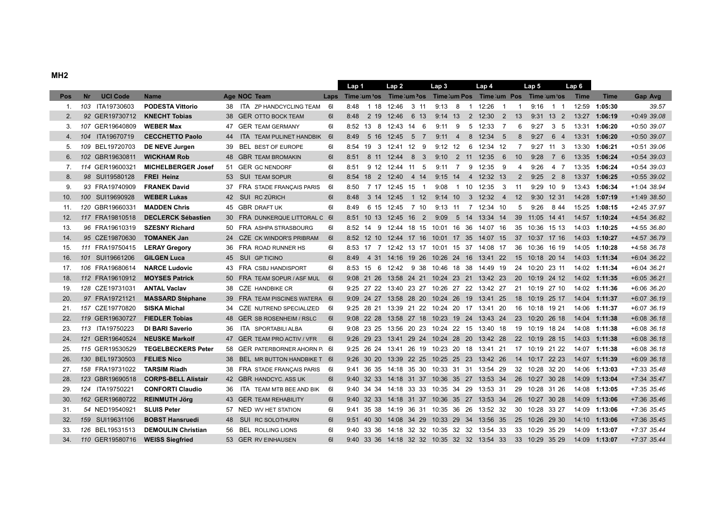## MH2

| Pos | Nr | UCI Code | Name | Age | NOC | Team | Laps | Lap 1 Time | Lap 1 Cum | Lap 1 Pos | Lap 2 Time | Lap 2 Cum | Lap 2 Pos | Lap 3 Time | Lap 3 Cum | Lap 3 Pos | Lap 4 Time | Lap 4 Cum | Lap 4 Pos | Lap 5 Time | Lap 5 Cum | Lap 5 Pos | Lap 6 Time | Time | Gap | Avg |
|---|---|---|---|---|---|---|---|---|---|---|---|---|---|---|---|---|---|---|---|---|---|---|---|---|---|---|
| 1. | 103 | ITA19730603 | **PODESTA Vittorio** | 38 | ITA | ZP HANDCYCLING TEAM | 6l | 8:48 | 1 | 18 | 12:46 | 3 | 11 | 9:13 | 8 | 1 | 12:26 | 1 | 1 | 9:16 | 1 | 1 | 12:59 | **1:05:30** | | 39.57 |
| 2. | 92 | GER19730712 | **KNECHT Tobias** | 38 | GER | OTTO BOCK TEAM | 6l | 8:48 | 2 | 19 | 12:46 | 6 | 13 | 9:14 | 13 | 2 | 12:30 | 2 | 13 | 9:31 | 13 | 2 | 13:27 | **1:06:19** | +0:49 | 39.08 |
| 3. | 107 | GER19640809 | **WEBER Max** | 47 | GER | TEAM GERMANY | 6l | 8:52 | 13 | 8 | 12:43 | 14 | 6 | 9:11 | 9 | 5 | 12:33 | 7 | 6 | 9:27 | 3 | 5 | 13:31 | **1:06:20** | +0:50 | 39.07 |
| 4. | 104 | ITA19670719 | **CECCHETTO Paolo** | 44 | ITA | TEAM PULINET HANDBIK | 6l | 8:49 | 5 | 16 | 12:45 | 5 | 7 | 9:11 | 4 | 8 | 12:34 | 5 | 8 | 9:27 | 6 | 4 | 13:31 | **1:06:20** | +0:50 | 39.07 |
| 5. | 109 | BEL19720703 | **DE NEVE Jurgen** | 39 | BEL | BEST OF EUROPE | 6l | 8:54 | 19 | 3 | 12:41 | 12 | 9 | 9:12 | 12 | 6 | 12:34 | 12 | 7 | 9:27 | 11 | 3 | 13:30 | **1:06:21** | +0:51 | 39.06 |
| 6. | 102 | GBR19630811 | **WICKHAM Rob** | 48 | GBR | TEAM BROMAKIN | 6l | 8:51 | 8 | 11 | 12:44 | 8 | 3 | 9:10 | 2 | 11 | 12:35 | 6 | 10 | 9:28 | 7 | 6 | 13:35 | **1:06:24** | +0:54 | 39.03 |
| 7. | 114 | GER19600321 | **MICHELBERGER Josef** | 51 | GER | GC NENDORF | 6l | 8:51 | 9 | 12 | 12:44 | 11 | 5 | 9:11 | 7 | 9 | 12:35 | 9 | 4 | 9:26 | 4 | 7 | 13:35 | **1:06:24** | +0:54 | 39.03 |
| 8. | 98 | SUI19580128 | **FREI Heinz** | 53 | SUI | TEAM SOPUR | 6l | 8:54 | 18 | 2 | 12:40 | 4 | 14 | 9:15 | 14 | 4 | 12:32 | 13 | 2 | 9:25 | 2 | 8 | 13:37 | **1:06:25** | +0:55 | 39.02 |
| 9. | 93 | FRA19740909 | **FRANEK David** | 37 | FRA | STADE FRANÇAIS PARIS | 6l | 8:50 | 7 | 17 | 12:45 | 15 | 1 | 9:08 | 1 | 10 | 12:35 | 3 | 11 | 9:29 | 10 | 9 | 13:43 | **1:06:34** | +1:04 | 38.94 |
| 10. | 100 | SUI19690928 | **WEBER Lukas** | 42 | SUI | RC ZÜRICH | 6l | 8:48 | 3 | 14 | 12:45 | 1 | 12 | 9:14 | 10 | 3 | 12:32 | 4 | 12 | 9:30 | 12 | 31 | 14:28 | **1:07:19** | +1:49 | 38.50 |
| 11. | 120 | GBR19660331 | **MADDEN Chris** | 45 | GBR | DRAFT UK | 6l | 8:49 | 6 | 15 | 12:45 | 7 | 10 | 9:13 | 11 | 7 | 12:34 | 10 | 5 | 9:26 | 8 | 44 | 15:25 | **1:08:15** | +2:45 | 37.97 |
| 12. | 117 | FRA19810518 | **DECLERCK Sébastien** | 30 | FRA | DUNKERQUE LITTORAL C | 6l | 8:51 | 10 | 13 | 12:45 | 16 | 2 | 9:09 | 5 | 14 | 13:34 | 14 | 39 | 11:05 | 14 | 41 | 14:57 | **1:10:24** | +4:54 | 36.82 |
| 13. | 96 | FRA19610319 | **SZESNY Richard** | 50 | FRA | ASHPA STRASBOURG | 6l | 8:52 | 14 | 9 | 12:44 | 18 | 15 | 10:01 | 16 | 36 | 14:07 | 16 | 35 | 10:36 | 15 | 13 | 14:03 | **1:10:25** | +4:55 | 36.80 |
| 14. | 95 | CZE19870630 | **TOMANEK Jan** | 24 | CZE | CK WINDOR'S PRIBRAM | 6l | 8:52 | 12 | 10 | 12:44 | 17 | 16 | 10:01 | 17 | 35 | 14:07 | 15 | 37 | 10:37 | 17 | 16 | 14:03 | **1:10:27** | +4:57 | 36.79 |
| 15. | 111 | FRA19750415 | **LERAY Gregory** | 36 | FRA | ROAD RUNNER HS | 6l | 8:53 | 17 | 7 | 12:42 | 13 | 17 | 10:01 | 15 | 37 | 14:08 | 17 | 36 | 10:36 | 16 | 19 | 14:05 | **1:10:28** | +4:58 | 36.78 |
| 16. | 101 | SUI19661206 | **GILGEN Luca** | 45 | SUI | GP TICINO | 6l | 8:49 | 4 | 31 | 14:16 | 19 | 26 | 10:26 | 24 | 16 | 13:41 | 22 | 15 | 10:18 | 20 | 14 | 14:03 | **1:11:34** | +6:04 | 36.22 |
| 17. | 106 | FRA19680614 | **NARCE Ludovic** | 43 | FRA | CSBJ HANDISPORT | 6l | 8:53 | 15 | 6 | 12:42 | 9 | 38 | 10:46 | 18 | 38 | 14:49 | 19 | 24 | 10:20 | 23 | 11 | 14:02 | **1:11:34** | +6:04 | 36.21 |
| 18. | 112 | FRA19610912 | **MOYSES Patrick** | 50 | FRA | TEAM SOPUR / ASF MUL | 6l | 9:08 | 21 | 26 | 13:58 | 24 | 21 | 10:24 | 23 | 21 | 13:42 | 23 | 20 | 10:19 | 24 | 12 | 14:02 | **1:11:35** | +6:05 | 36.21 |
| 19. | 128 | CZE19731031 | **ANTAL Vaclav** | 38 | CZE | HANDBIKE CR | 6l | 9:25 | 27 | 22 | 13:40 | 23 | 27 | 10:26 | 27 | 22 | 13:42 | 27 | 21 | 10:19 | 27 | 10 | 14:02 | **1:11:36** | +6:06 | 36.20 |
| 20. | 97 | FRA19721121 | **MASSARD Stéphane** | 39 | FRA | TEAM PISCINES WATERA | 6l | 9:09 | 24 | 27 | 13:58 | 28 | 20 | 10:24 | 26 | 19 | 13:41 | 25 | 18 | 10:19 | 25 | 17 | 14:04 | **1:11:37** | +6:07 | 36.19 |
| 21. | 157 | CZE19770820 | **SISKA Michal** | 34 | CZE | NUTREND SPECIALIZED | 6l | 9:25 | 28 | 21 | 13:39 | 21 | 22 | 10:24 | 20 | 17 | 13:41 | 20 | 16 | 10:18 | 19 | 21 | 14:06 | **1:11:37** | +6:07 | 36.19 |
| 22. | 119 | GER19630727 | **FIEDLER Tobias** | 48 | GER | SB ROSENHEIM / RSLC | 6l | 9:08 | 22 | 28 | 13:58 | 27 | 18 | 10:23 | 19 | 24 | 13:43 | 24 | 23 | 10:20 | 26 | 18 | 14:04 | **1:11:38** | +6:08 | 36.18 |
| 23. | 113 | ITA19750223 | **DI BARI Saverio** | 36 | ITA | SPORTABILI ALBA | 6l | 9:08 | 23 | 25 | 13:56 | 20 | 23 | 10:24 | 22 | 15 | 13:40 | 18 | 19 | 10:19 | 18 | 24 | 14:08 | **1:11:38** | +6:08 | 36.18 |
| 24. | 121 | GER19640524 | **NEUSKE Markolf** | 47 | GER | TEAM PRO ACTIV / VFR | 6l | 9:26 | 29 | 23 | 13:41 | 29 | 24 | 10:24 | 28 | 20 | 13:42 | 28 | 22 | 10:19 | 28 | 15 | 14:03 | **1:11:38** | +6:08 | 36.18 |
| 25. | 115 | GER19530529 | **TEGELBECKERS Peter** | 58 | GER | PATERBORNER AHORN P. | 6l | 9:25 | 26 | 24 | 13:41 | 26 | 19 | 10:23 | 20 | 18 | 13:41 | 21 | 17 | 10:19 | 21 | 22 | 14:07 | **1:11:38** | +6:08 | 36.18 |
| 26. | 130 | BEL19730503 | **FELIES Nico** | 38 | BEL | MR BUTTON HANDBIKE T | 6l | 9:26 | 30 | 20 | 13:39 | 22 | 25 | 10:25 | 25 | 23 | 13:42 | 26 | 14 | 10:17 | 22 | 23 | 14:07 | **1:11:39** | +6:09 | 36.18 |
| 27. | 158 | FRA19731022 | **TARSIM Riadh** | 38 | FRA | STADE FRANÇAIS PARIS | 6l | 9:41 | 36 | 35 | 14:18 | 35 | 30 | 10:33 | 31 | 31 | 13:54 | 29 | 32 | 10:28 | 32 | 20 | 14:06 | **1:13:03** | +7:33 | 35.48 |
| 28. | 123 | GBR19690518 | **CORPS-BELL Alistair** | 42 | GBR | HANDCYC. ASS UK | 6l | 9:40 | 32 | 33 | 14:18 | 31 | 37 | 10:36 | 35 | 27 | 13:53 | 34 | 26 | 10:27 | 30 | 28 | 14:09 | **1:13:04** | +7:34 | 35.47 |
| 29. | 124 | ITA19750221 | **CONFORTI Claudio** | 36 | ITA | TEAM MTB BEE AND BIK | 6l | 9:40 | 34 | 34 | 14:18 | 33 | 33 | 10:35 | 34 | 29 | 13:53 | 31 | 29 | 10:28 | 31 | 26 | 14:08 | **1:13:05** | +7:35 | 35.46 |
| 30. | 162 | GER19680722 | **REINMUTH Jörg** | 43 | GER | TEAM REHABILITY | 6l | 9:40 | 32 | 33 | 14:18 | 31 | 37 | 10:36 | 35 | 27 | 13:53 | 34 | 26 | 10:27 | 30 | 28 | 14:09 | **1:13:06** | +7:36 | 35.46 |
| 31. | 54 | NED19540921 | **SLUIS Peter** | 57 | NED | WV HET STATION | 6l | 9:41 | 35 | 38 | 14:19 | 36 | 31 | 10:35 | 36 | 26 | 13:52 | 32 | 30 | 10:28 | 33 | 27 | 14:09 | **1:13:06** | +7:36 | 35.45 |
| 32. | 159 | SUI19631106 | **BOBST Hansruedi** | 48 | SUI | RC SOLOTHURN | 6l | 9:51 | 40 | 30 | 14:08 | 34 | 29 | 10:33 | 29 | 34 | 13:56 | 35 | 25 | 10:26 | 29 | 30 | 14:10 | **1:13:06** | +7:36 | 35.45 |
| 33. | 126 | BEL19531513 | **DEMOULIN Christian** | 56 | BEL | ROLLING LIONS | 6l | 9:40 | 33 | 36 | 14:18 | 32 | 32 | 10:35 | 32 | 32 | 13:54 | 33 | 33 | 10:29 | 35 | 29 | 14:09 | **1:13:07** | +7:37 | 35.44 |
| 34. | 110 | GER19580716 | **WEISS Siegfried** | 53 | GER | RV EINHAUSEN | 6l | 9:40 | 33 | 36 | 14:18 | 32 | 32 | 10:35 | 32 | 32 | 13:54 | 33 | 33 | 10:29 | 35 | 29 | 14:09 | **1:13:07** | +7:37 | 35.44 |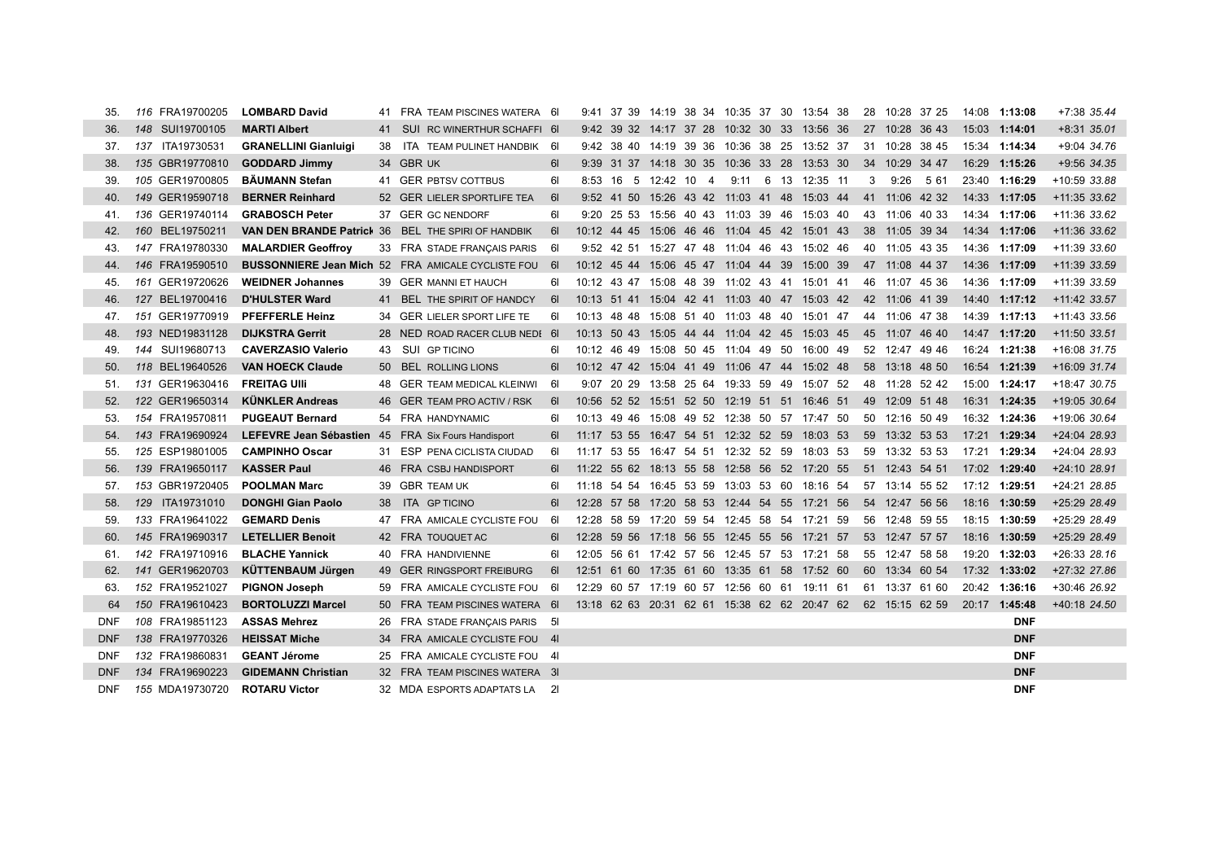| | | | | | | | | | | | | | | | | | | | | | | | | | |
|---|---|---|---|---|---|---|---|---|---|---|---|---|---|---|---|---|---|---|---|---|---|---|---|---|---|
| 35. | 116 | FRA19700205 | **LOMBARD David** | 41 | FRA | TEAM PISCINES WATERA | 6l | 9:41 | 37 | 39 | 14:19 | 38 | 34 | 10:35 | 37 | 30 | 13:54 | 38 | 28 | 10:28 | 37 | 25 | 14:08 | **1:13:08** | +7:38 *35.44* |
| 36. | 148 | SUI19700105 | **MARTI Albert** | 41 | SUI | RC WINERTHUR SCHAFFI | 6l | 9:42 | 39 | 32 | 14:17 | 37 | 28 | 10:32 | 30 | 33 | 13:56 | 36 | 27 | 10:28 | 36 | 43 | 15:03 | **1:14:01** | +8:31 *35.01* |
| 37. | 137 | ITA19730531 | **GRANELLINI Gianluigi** | 38 | ITA | TEAM PULINET HANDBIK | 6l | 9:42 | 38 | 40 | 14:19 | 39 | 36 | 10:36 | 38 | 25 | 13:52 | 37 | 31 | 10:28 | 38 | 45 | 15:34 | **1:14:34** | +9:04 *34.76* |
| 38. | 135 | GBR19770810 | **GODDARD Jimmy** | 34 | GBR | UK | 6l | 9:39 | 31 | 37 | 14:18 | 30 | 35 | 10:36 | 33 | 28 | 13:53 | 30 | 34 | 10:29 | 34 | 47 | 16:29 | **1:15:26** | +9:56 *34.35* |
| 39. | 105 | GER19700805 | **BÄUMANN Stefan** | 41 | GER | PBTSV COTTBUS | 6l | 8:53 | 16 | 5 | 12:42 | 10 | 4 | 9:11 | 6 | 13 | 12:35 | 11 | 3 | 9:26 | 5 | 61 | 23:40 | **1:16:29** | +10:59 *33.88* |
| 40. | 149 | GER19590718 | **BERNER Reinhard** | 52 | GER | LIELER SPORTLIFE TEA | 6l | 9:52 | 41 | 50 | 15:26 | 43 | 42 | 11:03 | 41 | 48 | 15:03 | 44 | 41 | 11:06 | 42 | 32 | 14:33 | **1:17:05** | +11:35 *33.62* |
| 41. | 136 | GER19740114 | **GRABOSCH Peter** | 37 | GER | GC NENDORF | 6l | 9:20 | 25 | 53 | 15:56 | 40 | 43 | 11:03 | 39 | 46 | 15:03 | 40 | 43 | 11:06 | 40 | 33 | 14:34 | **1:17:06** | +11:36 *33.62* |
| 42. | 160 | BEL19750211 | **VAN DEN BRANDE Patrick** | 36 | BEL | THE SPIRI OF HANDBIK | 6l | 10:12 | 44 | 45 | 15:06 | 46 | 46 | 11:04 | 45 | 42 | 15:01 | 43 | 38 | 11:05 | 39 | 34 | 14:34 | **1:17:06** | +11:36 *33.62* |
| 43. | 147 | FRA19780330 | **MALARDIER Geoffroy** | 33 | FRA | STADE FRANÇAIS PARIS | 6l | 9:52 | 42 | 51 | 15:27 | 47 | 48 | 11:04 | 46 | 43 | 15:02 | 46 | 40 | 11:05 | 43 | 35 | 14:36 | **1:17:09** | +11:39 *33.60* |
| 44. | 146 | FRA19590510 | **BUSSONNIERE Jean Mich** | 52 | FRA | AMICALE CYCLISTE FOU | 6l | 10:12 | 45 | 44 | 15:06 | 45 | 47 | 11:04 | 44 | 39 | 15:00 | 39 | 47 | 11:08 | 44 | 37 | 14:36 | **1:17:09** | +11:39 *33.59* |
| 45. | 161 | GER19720626 | **WEIDNER Johannes** | 39 | GER | MANNI ET HAUCH | 6l | 10:12 | 43 | 47 | 15:08 | 48 | 39 | 11:02 | 43 | 41 | 15:01 | 41 | 46 | 11:07 | 45 | 36 | 14:36 | **1:17:09** | +11:39 *33.59* |
| 46. | 127 | BEL19700416 | **D'HULSTER Ward** | 41 | BEL | THE SPIRIT OF HANDCY | 6l | 10:13 | 51 | 41 | 15:04 | 42 | 41 | 11:03 | 40 | 47 | 15:03 | 42 | 42 | 11:06 | 41 | 39 | 14:40 | **1:17:12** | +11:42 *33.57* |
| 47. | 151 | GER19770919 | **PFEFFERLE Heinz** | 34 | GER | LIELER SPORT LIFE TE | 6l | 10:13 | 48 | 48 | 15:08 | 51 | 40 | 11:03 | 48 | 40 | 15:01 | 47 | 44 | 11:06 | 47 | 38 | 14:39 | **1:17:13** | +11:43 *33.56* |
| 48. | 193 | NED19831128 | **DIJKSTRA Gerrit** | 28 | NED | ROAD RACER CLUB NEDI | 6l | 10:13 | 50 | 43 | 15:05 | 44 | 44 | 11:04 | 42 | 45 | 15:03 | 45 | 45 | 11:07 | 46 | 40 | 14:47 | **1:17:20** | +11:50 *33.51* |
| 49. | 144 | SUI19680713 | **CAVERZASIO Valerio** | 43 | SUI | GP TICINO | 6l | 10:12 | 46 | 49 | 15:08 | 50 | 45 | 11:04 | 49 | 50 | 16:00 | 49 | 52 | 12:47 | 49 | 46 | 16:24 | **1:21:38** | +16:08 *31.75* |
| 50. | 118 | BEL19640526 | **VAN HOECK Claude** | 50 | BEL | ROLLING LIONS | 6l | 10:12 | 47 | 42 | 15:04 | 41 | 49 | 11:06 | 47 | 44 | 15:02 | 48 | 58 | 13:18 | 48 | 50 | 16:54 | **1:21:39** | +16:09 *31.74* |
| 51. | 131 | GER19630416 | **FREITAG Ulli** | 48 | GER | TEAM MEDICAL KLEINWI | 6l | 9:07 | 20 | 29 | 13:58 | 25 | 64 | 19:33 | 59 | 49 | 15:07 | 52 | 48 | 11:28 | 52 | 42 | 15:00 | **1:24:17** | +18:47 *30.75* |
| 52. | 122 | GER19650314 | **KÜNKLER Andreas** | 46 | GER | TEAM PRO ACTIV / RSK | 6l | 10:56 | 52 | 52 | 15:51 | 52 | 50 | 12:19 | 51 | 51 | 16:46 | 51 | 49 | 12:09 | 51 | 48 | 16:31 | **1:24:35** | +19:05 *30.64* |
| 53. | 154 | FRA19570811 | **PUGEAUT Bernard** | 54 | FRA | HANDYNAMIC | 6l | 10:13 | 49 | 46 | 15:08 | 49 | 52 | 12:38 | 50 | 57 | 17:47 | 50 | 50 | 12:16 | 50 | 49 | 16:32 | **1:24:36** | +19:06 *30.64* |
| 54. | 143 | FRA19690924 | **LEFEVRE Jean Sébastien** | 45 | FRA | Six Fours Handisport | 6l | 11:17 | 53 | 55 | 16:47 | 54 | 51 | 12:32 | 52 | 59 | 18:03 | 53 | 59 | 13:32 | 53 | 53 | 17:21 | **1:29:34** | +24:04 *28.93* |
| 55. | 125 | ESP19801005 | **CAMPINHO Oscar** | 31 | ESP | PENA CICLISTA CIUDAD | 6l | 11:17 | 53 | 55 | 16:47 | 54 | 51 | 12:32 | 52 | 59 | 18:03 | 53 | 59 | 13:32 | 53 | 53 | 17:21 | **1:29:34** | +24:04 *28.93* |
| 56. | 139 | FRA19650117 | **KASSER Paul** | 46 | FRA | CSBJ HANDISPORT | 6l | 11:22 | 55 | 62 | 18:13 | 55 | 58 | 12:58 | 56 | 52 | 17:20 | 55 | 51 | 12:43 | 54 | 51 | 17:02 | **1:29:40** | +24:10 *28.91* |
| 57. | 153 | GBR19720405 | **POOLMAN Marc** | 39 | GBR | TEAM UK | 6l | 11:18 | 54 | 54 | 16:45 | 53 | 59 | 13:03 | 53 | 60 | 18:16 | 54 | 57 | 13:14 | 55 | 52 | 17:12 | **1:29:51** | +24:21 *28.85* |
| 58. | 129 | ITA19731010 | **DONGHI Gian Paolo** | 38 | ITA | GP TICINO | 6l | 12:28 | 57 | 58 | 17:20 | 58 | 53 | 12:44 | 54 | 55 | 17:21 | 56 | 54 | 12:47 | 56 | 56 | 18:16 | **1:30:59** | +25:29 *28.49* |
| 59. | 133 | FRA19641022 | **GEMARD Denis** | 47 | FRA | AMICALE CYCLISTE FOU | 6l | 12:28 | 58 | 59 | 17:20 | 59 | 54 | 12:45 | 58 | 54 | 17:21 | 59 | 56 | 12:48 | 59 | 55 | 18:15 | **1:30:59** | +25:29 *28.49* |
| 60. | 145 | FRA19690317 | **LETELLIER Benoit** | 42 | FRA | TOUQUET AC | 6l | 12:28 | 59 | 56 | 17:18 | 56 | 55 | 12:45 | 55 | 56 | 17:21 | 57 | 53 | 12:47 | 57 | 57 | 18:16 | **1:30:59** | +25:29 *28.49* |
| 61. | 142 | FRA19710916 | **BLACHE Yannick** | 40 | FRA | HANDIVIENNE | 6l | 12:05 | 56 | 61 | 17:42 | 57 | 56 | 12:45 | 57 | 53 | 17:21 | 58 | 55 | 12:47 | 58 | 58 | 19:20 | **1:32:03** | +26:33 *28.16* |
| 62. | 141 | GER19620703 | **KÜTTENBAUM Jürgen** | 49 | GER | RINGSPORT FREIBURG | 6l | 12:51 | 61 | 60 | 17:35 | 61 | 60 | 13:35 | 61 | 58 | 17:52 | 60 | 60 | 13:34 | 60 | 54 | 17:32 | **1:33:02** | +27:32 *27.86* |
| 63. | 152 | FRA19521027 | **PIGNON Joseph** | 59 | FRA | AMICALE CYCLISTE FOU | 6l | 12:29 | 60 | 57 | 17:19 | 60 | 57 | 12:56 | 60 | 61 | 19:11 | 61 | 61 | 13:37 | 61 | 60 | 20:42 | **1:36:16** | +30:46 *26.92* |
| 64 | 150 | FRA19610423 | **BORTOLUZZI Marcel** | 50 | FRA | TEAM PISCINES WATERA | 6l | 13:18 | 62 | 63 | 20:31 | 62 | 61 | 15:38 | 62 | 62 | 20:47 | 62 | 62 | 15:15 | 62 | 59 | 20:17 | **1:45:48** | +40:18 *24.50* |
| DNF | 108 | FRA19851123 | **ASSAS Mehrez** | 26 | FRA | STADE FRANÇAIS PARIS | 5l | | | | | | | | | | | | | | | | | **DNF** | |
| DNF | 138 | FRA19770326 | **HEISSAT Miche** | 34 | FRA | AMICALE CYCLISTE FOU | 4l | | | | | | | | | | | | | | | | | **DNF** | |
| DNF | 132 | FRA19860831 | **GEANT Jérome** | 25 | FRA | AMICALE CYCLISTE FOU | 4l | | | | | | | | | | | | | | | | | **DNF** | |
| DNF | 134 | FRA19690223 | **GIDEMANN Christian** | 32 | FRA | TEAM PISCINES WATERA | 3l | | | | | | | | | | | | | | | | | **DNF** | |
| DNF | 155 | MDA19730720 | **ROTARU Victor** | 32 | MDA | ESPORTS ADAPTATS LA | 2l | | | | | | | | | | | | | | | | | **DNF** | |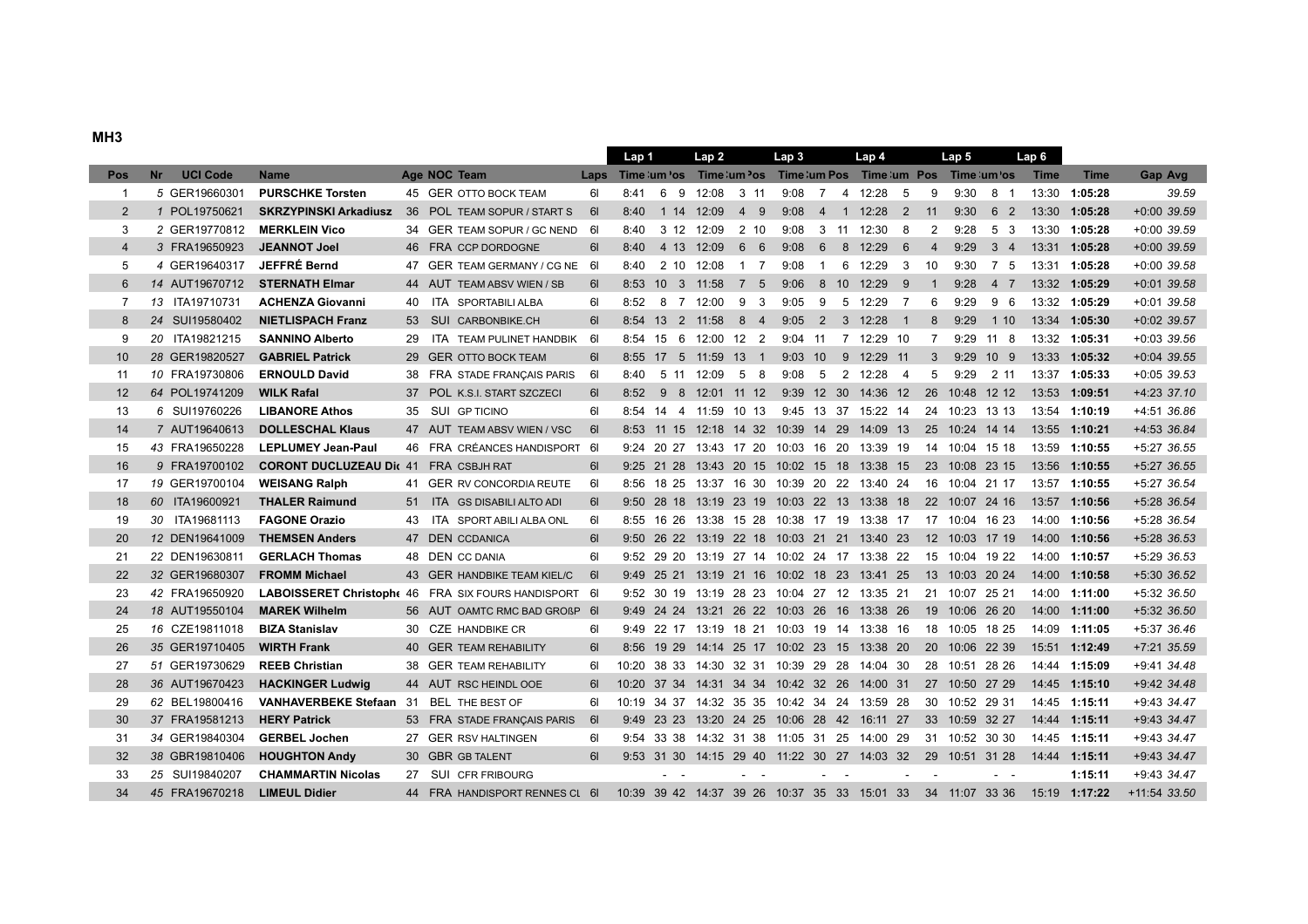### MH3

| Pos | Nr | UCI Code | Name | Age | NOC | Team | Laps | Lap 1 Time | Lap 1 Cum | Lap 1 Pos | Lap 2 Time | Lap 2 Cum | Lap 2 Pos | Lap 3 Time | Lap 3 Cum | Lap 3 Pos | Lap 4 Time | Lap 4 Cum | Lap 4 Pos | Lap 5 Time | Lap 5 Cum | Lap 5 Pos | Lap 6 Time | Time | Gap | Avg |
|---|---|---|---|---|---|---|---|---|---|---|---|---|---|---|---|---|---|---|---|---|---|---|---|---|---|---|
| 1 | 5 | GER19660301 | **PURSCHKE Torsten** | 45 | GER | OTTO BOCK TEAM | 6l | 8:41 | 6 | 9 | 12:08 | 3 | 11 | 9:08 | 7 | 4 | 12:28 | 5 | 9 | 9:30 | 8 | 1 | 13:30 | **1:05:28** | | 39.59 |
| 2 | 1 | POL19750621 | **SKRZYPINSKI Arkadiusz** | 36 | POL | TEAM SOPUR / START S | 6l | 8:40 | 1 | 14 | 12:09 | 4 | 9 | 9:08 | 4 | 1 | 12:28 | 2 | 11 | 9:30 | 6 | 2 | 13:30 | **1:05:28** | +0:00 | 39.59 |
| 3 | 2 | GER19770812 | **MERKLEIN Vico** | 34 | GER | TEAM SOPUR / GC NEND | 6l | 8:40 | 3 | 12 | 12:09 | 2 | 10 | 9:08 | 3 | 11 | 12:30 | 8 | 2 | 9:28 | 5 | 3 | 13:30 | **1:05:28** | +0:00 | 39.59 |
| 4 | 3 | FRA19650923 | **JEANNOT Joel** | 46 | FRA | CCP DORDOGNE | 6l | 8:40 | 4 | 13 | 12:09 | 6 | 6 | 9:08 | 6 | 8 | 12:29 | 6 | 4 | 9:29 | 3 | 4 | 13:31 | **1:05:28** | +0:00 | 39.59 |
| 5 | 4 | GER19640317 | **JEFFRÉ Bernd** | 47 | GER | TEAM GERMANY / CG NE | 6l | 8:40 | 2 | 10 | 12:08 | 1 | 7 | 9:08 | 1 | 6 | 12:29 | 3 | 10 | 9:30 | 7 | 5 | 13:31 | **1:05:28** | +0:00 | 39.58 |
| 6 | 14 | AUT19670712 | **STERNATH Elmar** | 44 | AUT | TEAM ABSV WIEN / SB | 6l | 8:53 | 10 | 3 | 11:58 | 7 | 5 | 9:06 | 8 | 10 | 12:29 | 9 | 1 | 9:28 | 4 | 7 | 13:32 | **1:05:29** | +0:01 | 39.58 |
| 7 | 13 | ITA19710731 | **ACHENZA Giovanni** | 40 | ITA | SPORTABILI ALBA | 6l | 8:52 | 8 | 7 | 12:00 | 9 | 3 | 9:05 | 9 | 5 | 12:29 | 7 | 6 | 9:29 | 9 | 6 | 13:32 | **1:05:29** | +0:01 | 39.58 |
| 8 | 24 | SUI19580402 | **NIETLISPACH Franz** | 53 | SUI | CARBONBIKE.CH | 6l | 8:54 | 13 | 2 | 11:58 | 8 | 4 | 9:05 | 2 | 3 | 12:28 | 1 | 8 | 9:29 | 1 | 10 | 13:34 | **1:05:30** | +0:02 | 39.57 |
| 9 | 20 | ITA19821215 | **SANNINO Alberto** | 29 | ITA | TEAM PULINET HANDBIK | 6l | 8:54 | 15 | 6 | 12:00 | 12 | 2 | 9:04 | 11 | 7 | 12:29 | 10 | 7 | 9:29 | 11 | 8 | 13:32 | **1:05:31** | +0:03 | 39.56 |
| 10 | 28 | GER19820527 | **GABRIEL Patrick** | 29 | GER | OTTO BOCK TEAM | 6l | 8:55 | 17 | 5 | 11:59 | 13 | 1 | 9:03 | 10 | 9 | 12:29 | 11 | 3 | 9:29 | 10 | 9 | 13:33 | **1:05:32** | +0:04 | 39.55 |
| 11 | 10 | FRA19730806 | **ERNOULD David** | 38 | FRA | STADE FRANÇAIS PARIS | 6l | 8:40 | 5 | 11 | 12:09 | 5 | 8 | 9:08 | 5 | 2 | 12:28 | 4 | 5 | 9:29 | 2 | 11 | 13:37 | **1:05:33** | +0:05 | 39.53 |
| 12 | 64 | POL19741209 | **WILK Rafal** | 37 | POL | K.S.I. START SZCZECI | 6l | 8:52 | 9 | 8 | 12:01 | 11 | 12 | 9:39 | 12 | 30 | 14:36 | 12 | 26 | 10:48 | 12 | 12 | 13:53 | **1:09:51** | +4:23 | 37.10 |
| 13 | 6 | SUI19760226 | **LIBANORE Athos** | 35 | SUI | GP TICINO | 6l | 8:54 | 14 | 4 | 11:59 | 10 | 13 | 9:45 | 13 | 37 | 15:22 | 14 | 24 | 10:23 | 13 | 13 | 13:54 | **1:10:19** | +4:51 | 36.86 |
| 14 | 7 | AUT19640613 | **DOLLESCHAL Klaus** | 47 | AUT | TEAM ABSV WIEN / VSC | 6l | 8:53 | 11 | 15 | 12:18 | 14 | 32 | 10:39 | 14 | 29 | 14:09 | 13 | 25 | 10:24 | 14 | 14 | 13:55 | **1:10:21** | +4:53 | 36.84 |
| 15 | 43 | FRA19650228 | **LEPLUMEY Jean-Paul** | 46 | FRA | CRÉANCES HANDISPORT | 6l | 9:24 | 20 | 27 | 13:43 | 17 | 20 | 10:03 | 16 | 20 | 13:39 | 19 | 14 | 10:04 | 15 | 18 | 13:59 | **1:10:55** | +5:27 | 36.55 |
| 16 | 9 | FRA19700102 | **CORONT DUCLUZEAU Di** | 41 | FRA | CSBJH RAT | 6l | 9:25 | 21 | 28 | 13:43 | 20 | 15 | 10:02 | 15 | 18 | 13:38 | 15 | 23 | 10:08 | 23 | 15 | 13:56 | **1:10:55** | +5:27 | 36.55 |
| 17 | 19 | GER19700104 | **WEISANG Ralph** | 41 | GER | RV CONCORDIA REUTE | 6l | 8:56 | 18 | 25 | 13:37 | 16 | 30 | 10:39 | 20 | 22 | 13:40 | 24 | 16 | 10:04 | 21 | 17 | 13:57 | **1:10:55** | +5:27 | 36.54 |
| 18 | 60 | ITA19600921 | **THALER Raimund** | 51 | ITA | GS DISABILI ALTO ADI | 6l | 9:50 | 28 | 18 | 13:19 | 23 | 19 | 10:03 | 22 | 13 | 13:38 | 18 | 22 | 10:07 | 24 | 16 | 13:57 | **1:10:56** | +5:28 | 36.54 |
| 19 | 30 | ITA19681113 | **FAGONE Orazio** | 43 | ITA | SPORT ABILI ALBA ONL | 6l | 8:55 | 16 | 26 | 13:38 | 15 | 28 | 10:38 | 17 | 19 | 13:38 | 17 | 17 | 10:04 | 16 | 23 | 14:00 | **1:10:56** | +5:28 | 36.54 |
| 20 | 12 | DEN19641009 | **THEMSEN Anders** | 47 | DEN | CCDANICA | 6l | 9:50 | 26 | 22 | 13:19 | 22 | 18 | 10:03 | 21 | 21 | 13:40 | 23 | 12 | 10:03 | 17 | 19 | 14:00 | **1:10:56** | +5:28 | 36.53 |
| 21 | 22 | DEN19630811 | **GERLACH Thomas** | 48 | DEN | CC DANIA | 6l | 9:52 | 29 | 20 | 13:19 | 27 | 14 | 10:02 | 24 | 17 | 13:38 | 22 | 15 | 10:04 | 19 | 22 | 14:00 | **1:10:57** | +5:29 | 36.53 |
| 22 | 32 | GER19680307 | **FROMM Michael** | 43 | GER | HANDBIKE TEAM KIEL/C | 6l | 9:49 | 25 | 21 | 13:19 | 21 | 16 | 10:02 | 18 | 23 | 13:41 | 25 | 13 | 10:03 | 20 | 24 | 14:00 | **1:10:58** | +5:30 | 36.52 |
| 23 | 42 | FRA19650920 | **LABOISSERET Christophe** | 46 | FRA | SIX FOURS HANDISPORT | 6l | 9:52 | 30 | 19 | 13:19 | 28 | 23 | 10:04 | 27 | 12 | 13:35 | 21 | 21 | 10:07 | 25 | 21 | 14:00 | **1:11:00** | +5:32 | 36.50 |
| 24 | 18 | AUT19550104 | **MAREK Wilhelm** | 56 | AUT | OAMTC RMC BAD GROßP | 6l | 9:49 | 24 | 24 | 13:21 | 26 | 22 | 10:03 | 26 | 16 | 13:38 | 26 | 19 | 10:06 | 26 | 20 | 14:00 | **1:11:00** | +5:32 | 36.50 |
| 25 | 16 | CZE19811018 | **BIZA Stanislav** | 30 | CZE | HANDBIKE CR | 6l | 9:49 | 22 | 17 | 13:19 | 18 | 21 | 10:03 | 19 | 14 | 13:38 | 16 | 18 | 10:05 | 18 | 25 | 14:09 | **1:11:05** | +5:37 | 36.46 |
| 26 | 35 | GER19710405 | **WIRTH Frank** | 40 | GER | TEAM REHABILITY | 6l | 8:56 | 19 | 29 | 14:14 | 25 | 17 | 10:02 | 23 | 15 | 13:38 | 20 | 20 | 10:06 | 22 | 39 | 15:51 | **1:12:49** | +7:21 | 35.59 |
| 27 | 51 | GER19730629 | **REEB Christian** | 38 | GER | TEAM REHABILITY | 6l | 10:20 | 38 | 33 | 14:30 | 32 | 31 | 10:39 | 29 | 28 | 14:04 | 30 | 28 | 10:51 | 28 | 26 | 14:44 | **1:15:09** | +9:41 | 34.48 |
| 28 | 36 | AUT19670423 | **HACKINGER Ludwig** | 44 | AUT | RSC HEINDL OOE | 6l | 10:20 | 37 | 34 | 14:31 | 34 | 34 | 10:42 | 32 | 26 | 14:00 | 31 | 27 | 10:50 | 27 | 29 | 14:45 | **1:15:10** | +9:42 | 34.48 |
| 29 | 62 | BEL19800416 | **VANHAVERBEKE Stefaan** | 31 | BEL | THE BEST OF | 6l | 10:19 | 34 | 37 | 14:32 | 35 | 35 | 10:42 | 34 | 24 | 13:59 | 28 | 30 | 10:52 | 29 | 31 | 14:45 | **1:15:11** | +9:43 | 34.47 |
| 30 | 37 | FRA19581213 | **HERY Patrick** | 53 | FRA | STADE FRANÇAIS PARIS | 6l | 9:49 | 23 | 23 | 13:20 | 24 | 25 | 10:06 | 28 | 42 | 16:11 | 27 | 33 | 10:59 | 32 | 27 | 14:44 | **1:15:11** | +9:43 | 34.47 |
| 31 | 34 | GER19840304 | **GERBEL Jochen** | 27 | GER | RSV HALTINGEN | 6l | 9:54 | 33 | 38 | 14:32 | 31 | 38 | 11:05 | 31 | 25 | 14:00 | 29 | 31 | 10:52 | 30 | 30 | 14:45 | **1:15:11** | +9:43 | 34.47 |
| 32 | 38 | GBR19810406 | **HOUGHTON Andy** | 30 | GBR | GB TALENT | 6l | 9:53 | 31 | 30 | 14:15 | 29 | 40 | 11:22 | 30 | 27 | 14:03 | 32 | 29 | 10:51 | 31 | 28 | 14:44 | **1:15:11** | +9:43 | 34.47 |
| 33 | 25 | SUI19840207 | **CHAMMARTIN Nicolas** | 27 | SUI | CFR FRIBOURG | | | - | - | | - | - | | - | - | | - | - | | - | - | | **1:15:11** | +9:43 | 34.47 |
| 34 | 45 | FRA19670218 | **LIMEUL Didier** | 44 | FRA | HANDISPORT RENNES CL | 6l | 10:39 | 39 | 42 | 14:37 | 39 | 26 | 10:37 | 35 | 33 | 15:01 | 33 | 34 | 11:07 | 33 | 36 | 15:19 | **1:17:22** | +11:54 | 33.50 |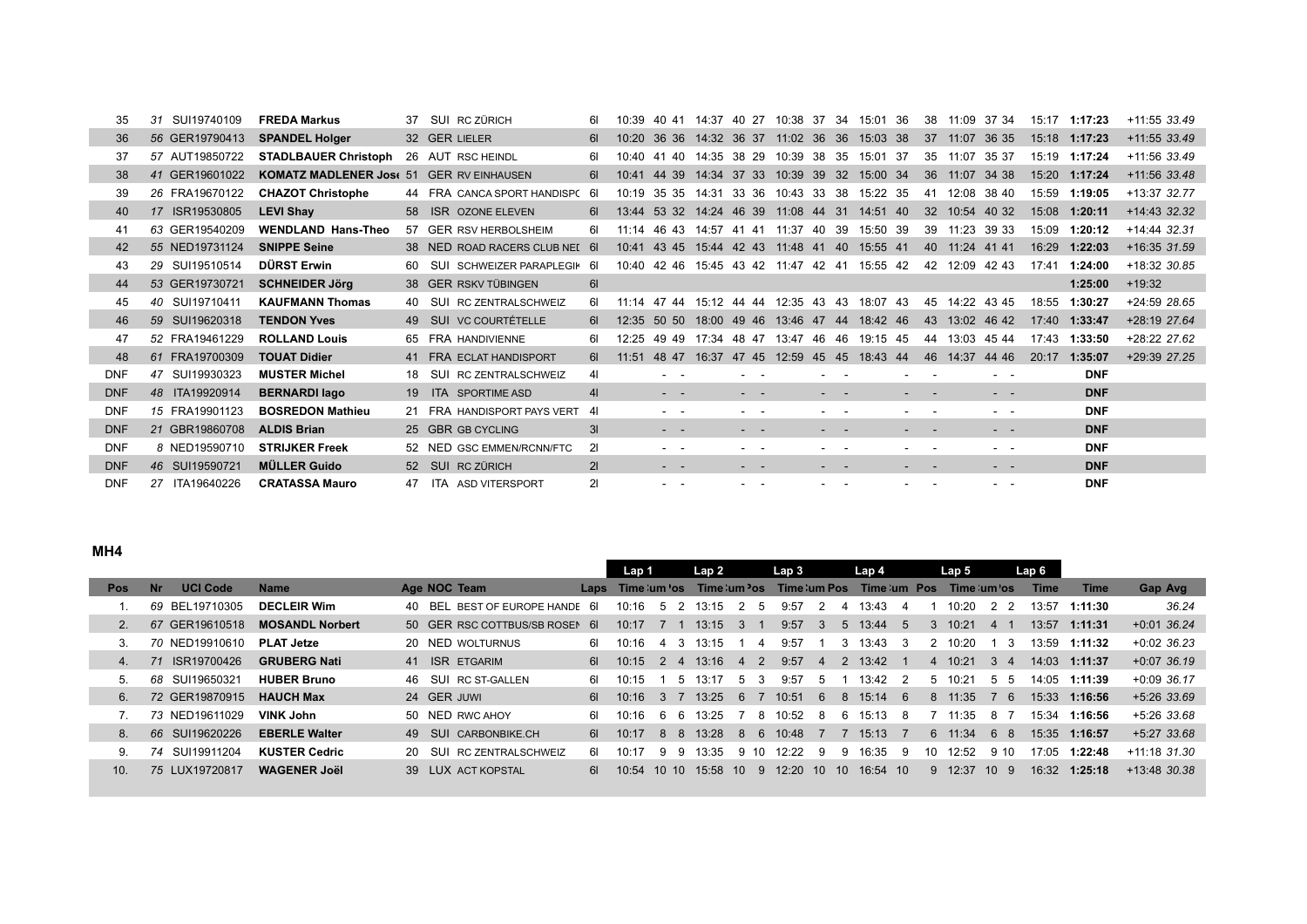| Pos | Nr | UCI Code | Name | Age | NOC | Team | Laps | Lap 1 Time | Lap 1 Cum | Lap 1 Pos | Lap 2 Time | Lap 2 Cum | Lap 2 Pos | Lap 3 Time | Lap 3 Cum | Lap 3 Pos | Lap 4 Time | Lap 4 Cum | Lap 4 Pos | Lap 5 Time | Lap 5 Cum | Lap 5 Pos | Lap 6 Time | Time | Gap | Avg |
|---|---|---|---|---|---|---|---|---|---|---|---|---|---|---|---|---|---|---|---|---|---|---|---|---|---|---|
| 35 | 31 | SUI19740109 | **FREDA Markus** | 37 | SUI | RC ZÜRICH | 6l | 10:39 | 40 | 41 | 14:37 | 40 | 27 | 10:38 | 37 | 34 | 15:01 | 36 | 38 | 11:09 | 37 | 34 | 15:17 | **1:17:23** | +11:55 | *33.49* |
| 36 | 56 | GER19790413 | **SPANDEL Holger** | 32 | GER | LIELER | 6l | 10:20 | 36 | 36 | 14:32 | 36 | 37 | 11:02 | 36 | 36 | 15:03 | 38 | 37 | 11:07 | 36 | 35 | 15:18 | **1:17:23** | +11:55 | *33.49* |
| 37 | 57 | AUT19850722 | **STADLBAUER Christoph** | 26 | AUT | RSC HEINDL | 6l | 10:40 | 41 | 40 | 14:35 | 38 | 29 | 10:39 | 38 | 35 | 15:01 | 37 | 35 | 11:07 | 35 | 37 | 15:19 | **1:17:24** | +11:56 | *33.49* |
| 38 | 41 | GER19601022 | **KOMATZ MADLENER José** | 51 | GER | RV EINHAUSEN | 6l | 10:41 | 44 | 39 | 14:34 | 37 | 33 | 10:39 | 39 | 32 | 15:00 | 34 | 36 | 11:07 | 34 | 38 | 15:20 | **1:17:24** | +11:56 | *33.48* |
| 39 | 26 | FRA19670122 | **CHAZOT Christophe** | 44 | FRA | CANCA SPORT HANDISPO | 6l | 10:19 | 35 | 35 | 14:31 | 33 | 36 | 10:43 | 33 | 38 | 15:22 | 35 | 41 | 12:08 | 38 | 40 | 15:59 | **1:19:05** | +13:37 | *32.77* |
| 40 | 17 | ISR19530805 | **LEVI Shay** | 58 | ISR | OZONE ELEVEN | 6l | 13:44 | 53 | 32 | 14:24 | 46 | 39 | 11:08 | 44 | 31 | 14:51 | 40 | 32 | 10:54 | 40 | 32 | 15:08 | **1:20:11** | +14:43 | *32.32* |
| 41 | 63 | GER19540209 | **WENDLAND Hans-Theo** | 57 | GER | RSV HERBOLSHEIM | 6l | 11:14 | 46 | 43 | 14:57 | 41 | 41 | 11:37 | 40 | 39 | 15:50 | 39 | 39 | 11:23 | 39 | 33 | 15:09 | **1:20:12** | +14:44 | *32.31* |
| 42 | 55 | NED19731124 | **SNIPPE Seine** | 38 | NED | ROAD RACERS CLUB NED | 6l | 10:41 | 43 | 45 | 15:44 | 42 | 43 | 11:48 | 41 | 40 | 15:55 | 41 | 40 | 11:24 | 41 | 41 | 16:29 | **1:22:03** | +16:35 | *31.59* |
| 43 | 29 | SUI19510514 | **DÜRST Erwin** | 60 | SUI | SCHWEIZER PARAPLEGIK | 6l | 10:40 | 42 | 46 | 15:45 | 43 | 42 | 11:47 | 42 | 41 | 15:55 | 42 | 42 | 12:09 | 42 | 43 | 17:41 | **1:24:00** | +18:32 | *30.85* |
| 44 | 53 | GER19730721 | **SCHNEIDER Jörg** | 38 | GER | RSKV TÜBINGEN | 6l | | | | | | | | | | | | | | | | | **1:25:00** | +19:32 | |
| 45 | 40 | SUI19710411 | **KAUFMANN Thomas** | 40 | SUI | RC ZENTRALSCHWEIZ | 6l | 11:14 | 47 | 44 | 15:12 | 44 | 44 | 12:35 | 43 | 43 | 18:07 | 43 | 45 | 14:22 | 43 | 45 | 18:55 | **1:30:27** | +24:59 | *28.65* |
| 46 | 59 | SUI19620318 | **TENDON Yves** | 49 | SUI | VC COURTÉTELLE | 6l | 12:35 | 50 | 50 | 18:00 | 49 | 46 | 13:46 | 47 | 44 | 18:42 | 46 | 43 | 13:02 | 46 | 42 | 17:40 | **1:33:47** | +28:19 | *27.64* |
| 47 | 52 | FRA19461229 | **ROLLAND Louis** | 65 | FRA | HANDIVIENNE | 6l | 12:25 | 49 | 49 | 17:34 | 48 | 47 | 13:47 | 46 | 46 | 19:15 | 45 | 44 | 13:03 | 45 | 44 | 17:43 | **1:33:50** | +28:22 | *27.62* |
| 48 | 61 | FRA19700309 | **TOUAT Didier** | 41 | FRA | ECLAT HANDISPORT | 6l | 11:51 | 48 | 47 | 16:37 | 47 | 45 | 12:59 | 45 | 45 | 18:43 | 44 | 46 | 14:37 | 44 | 46 | 20:17 | **1:35:07** | +29:39 | *27.25* |
| DNF | 47 | SUI19930323 | **MUSTER Michel** | 18 | SUI | RC ZENTRALSCHWEIZ | 4l | | - | - | | - | - | | - | - | | - | - | | - | - | | **DNF** | | |
| DNF | 48 | ITA19920914 | **BERNARDI Iago** | 19 | ITA | SPORTIME ASD | 4l | | - | - | | - | - | | - | - | | - | - | | - | - | | **DNF** | | |
| DNF | 15 | FRA19901123 | **BOSREDON Mathieu** | 21 | FRA | HANDISPORT PAYS VERT | 4l | | - | - | | - | - | | - | - | | - | - | | - | - | | **DNF** | | |
| DNF | 21 | GBR19860708 | **ALDIS Brian** | 25 | GBR | GB CYCLING | 3l | | - | - | | - | - | | - | - | | - | - | | - | - | | **DNF** | | |
| DNF | 8 | NED19590710 | **STRIJKER Freek** | 52 | NED | GSC EMMEN/RCNN/FTC | 2l | | - | - | | - | - | | - | - | | - | - | | - | - | | **DNF** | | |
| DNF | 46 | SUI19590721 | **MÜLLER Guido** | 52 | SUI | RC ZÜRICH | 2l | | - | - | | - | - | | - | - | | - | - | | - | - | | **DNF** | | |
| DNF | 27 | ITA19640226 | **CRATASSA Mauro** | 47 | ITA | ASD VITERSPORT | 2l | | - | - | | - | - | | - | - | | - | - | | - | - | | **DNF** | | |

## MH4

| Pos | Nr | UCI Code | Name | Age | NOC | Team | Laps | Lap 1 Time | Lap 1 Cum | Lap 1 Pos | Lap 2 Time | Lap 2 Cum | Lap 2 Pos | Lap 3 Time | Lap 3 Cum | Lap 3 Pos | Lap 4 Time | Lap 4 Cum | Lap 4 Pos | Lap 5 Time | Lap 5 Cum | Lap 5 Pos | Lap 6 Time | Time | Gap | Avg |
|---|---|---|---|---|---|---|---|---|---|---|---|---|---|---|---|---|---|---|---|---|---|---|---|---|---|---|
| 1. | 69 | BEL19710305 | **DECLEIR Wim** | 40 | BEL | BEST OF EUROPE HANDE | 6l | 10:16 | 5 | 2 | 13:15 | 2 | 5 | 9:57 | 2 | 4 | 13:43 | 4 | 1 | 10:20 | 2 | 2 | 13:57 | **1:11:30** | | *36.24* |
| 2. | 67 | GER19610518 | **MOSANDL Norbert** | 50 | GER | RSC COTTBUS/SB ROSEN | 6l | 10:17 | 7 | 1 | 13:15 | 3 | 1 | 9:57 | 3 | 5 | 13:44 | 5 | 3 | 10:21 | 4 | 1 | 13:57 | **1:11:31** | +0:01 | *36.24* |
| 3. | 70 | NED19910610 | **PLAT Jetze** | 20 | NED | WOLTURNUS | 6l | 10:16 | 4 | 3 | 13:15 | 1 | 4 | 9:57 | 1 | 3 | 13:43 | 3 | 2 | 10:20 | 1 | 3 | 13:59 | **1:11:32** | +0:02 | *36.23* |
| 4. | 71 | ISR19700426 | **GRUBERG Nati** | 41 | ISR | ETGARIM | 6l | 10:15 | 2 | 4 | 13:16 | 4 | 2 | 9:57 | 4 | 2 | 13:42 | 1 | 4 | 10:21 | 3 | 4 | 14:03 | **1:11:37** | +0:07 | *36.19* |
| 5. | 68 | SUI19650321 | **HUBER Bruno** | 46 | SUI | RC ST-GALLEN | 6l | 10:15 | 1 | 5 | 13:17 | 5 | 3 | 9:57 | 5 | 1 | 13:42 | 2 | 5 | 10:21 | 5 | 5 | 14:05 | **1:11:39** | +0:09 | *36.17* |
| 6. | 72 | GER19870915 | **HAUCH Max** | 24 | GER | JUWI | 6l | 10:16 | 3 | 7 | 13:25 | 6 | 7 | 10:51 | 6 | 8 | 15:14 | 6 | 8 | 11:35 | 7 | 6 | 15:33 | **1:16:56** | +5:26 | *33.69* |
| 7. | 73 | NED19611029 | **VINK John** | 50 | NED | RWC AHOY | 6l | 10:16 | 6 | 6 | 13:25 | 7 | 8 | 10:52 | 8 | 6 | 15:13 | 8 | 7 | 11:35 | 8 | 7 | 15:34 | **1:16:56** | +5:26 | *33.68* |
| 8. | 66 | SUI19620226 | **EBERLE Walter** | 49 | SUI | CARBONBIKE.CH | 6l | 10:17 | 8 | 8 | 13:28 | 8 | 6 | 10:48 | 7 | 7 | 15:13 | 7 | 6 | 11:34 | 6 | 8 | 15:35 | **1:16:57** | +5:27 | *33.68* |
| 9. | 74 | SUI19911204 | **KUSTER Cedric** | 20 | SUI | RC ZENTRALSCHWEIZ | 6l | 10:17 | 9 | 9 | 13:35 | 9 | 10 | 12:22 | 9 | 9 | 16:35 | 9 | 10 | 12:52 | 9 | 10 | 17:05 | **1:22:48** | +11:18 | *31.30* |
| 10. | 75 | LUX19720817 | **WAGENER Joël** | 39 | LUX | ACT KOPSTAL | 6l | 10:54 | 10 | 10 | 15:58 | 10 | 9 | 12:20 | 10 | 10 | 16:54 | 10 | 9 | 12:37 | 10 | 9 | 16:32 | **1:25:18** | +13:48 | *30.38* |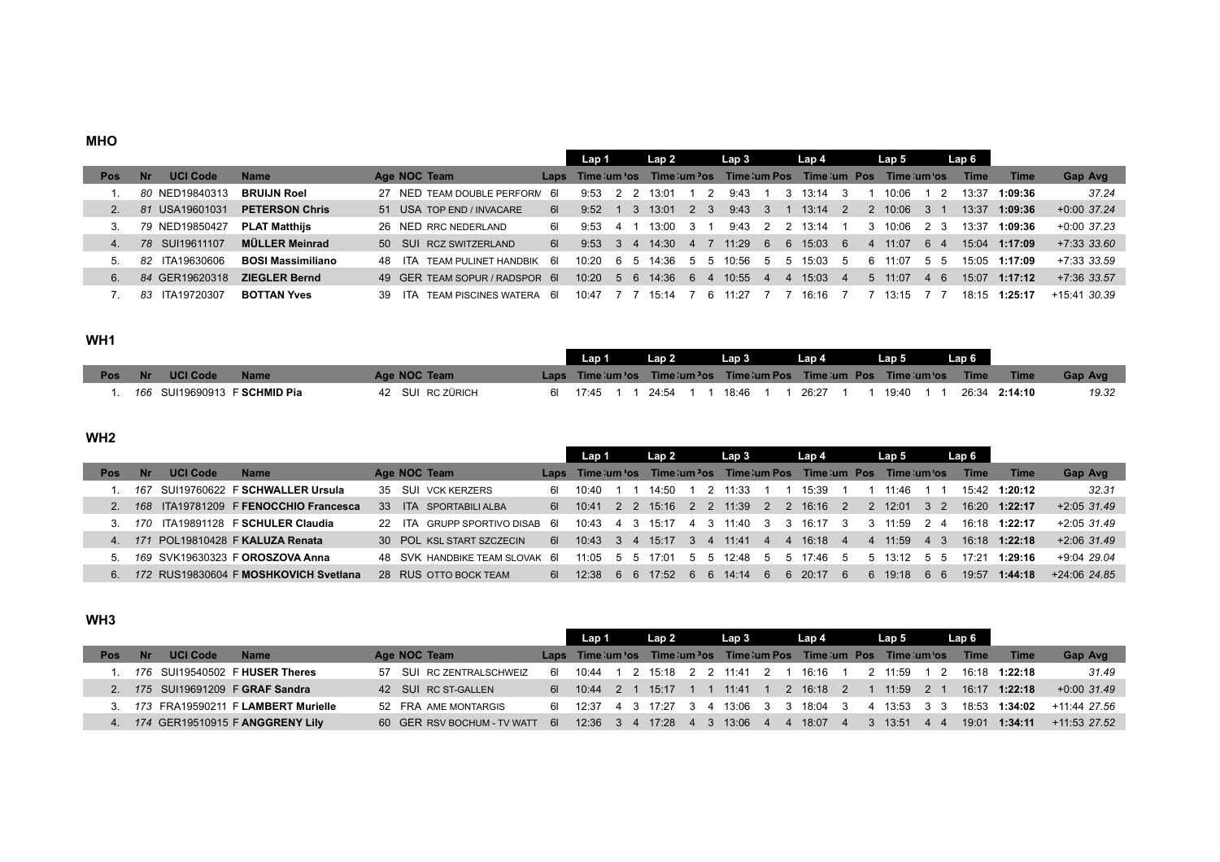## MHO

| Pos | Nr | UCI Code | Name | Age | NOC | Team | Laps | Lap 1 Time | Cum | Pos | Lap 2 Time | Cum | Pos | Lap 3 Time | Cum | Pos | Lap 4 Time | Cum | Pos | Lap 5 Time | Cum | Pos | Lap 6 Time | Time | Gap | Avg |
|---|---|---|---|---|---|---|---|---|---|---|---|---|---|---|---|---|---|---|---|---|---|---|---|---|---|---|
| 1. | *80* | NED19840313 | **BRUIJN Roel** | 27 | NED | TEAM DOUBLE PERFORM | 6l | 9:53 | 2 | 2 | 13:01 | 1 | 2 | 9:43 | 1 | 3 | 13:14 | 3 | 1 | 10:06 | 1 | 2 | 13:37 | **1:09:36** | | *37.24* |
| 2. | *81* | USA19601031 | **PETERSON Chris** | 51 | USA | TOP END / INVACARE | 6l | 9:52 | 1 | 3 | 13:01 | 2 | 3 | 9:43 | 3 | 1 | 13:14 | 2 | 2 | 10:06 | 3 | 1 | 13:37 | **1:09:36** | +0:00 | *37.24* |
| 3. | *79* | NED19850427 | **PLAT Matthijs** | 26 | NED | RRC NEDERLAND | 6l | 9:53 | 4 | 1 | 13:00 | 3 | 1 | 9:43 | 2 | 2 | 13:14 | 1 | 3 | 10:06 | 2 | 3 | 13:37 | **1:09:36** | +0:00 | *37.23* |
| 4. | *78* | SUI19611107 | **MÜLLER Meinrad** | 50 | SUI | RCZ SWITZERLAND | 6l | 9:53 | 3 | 4 | 14:30 | 4 | 7 | 11:29 | 6 | 6 | 15:03 | 6 | 4 | 11:07 | 6 | 4 | 15:04 | **1:17:09** | +7:33 | *33.60* |
| 5. | *82* | ITA19630606 | **BOSI Massimiliano** | 48 | ITA | TEAM PULINET HANDBIK | 6l | 10:20 | 6 | 5 | 14:36 | 5 | 5 | 10:56 | 5 | 5 | 15:03 | 5 | 6 | 11:07 | 5 | 5 | 15:05 | **1:17:09** | +7:33 | *33.59* |
| 6. | *84* | GER19620318 | **ZIEGLER Bernd** | 49 | GER | TEAM SOPUR / RADSPOR | 6l | 10:20 | 5 | 6 | 14:36 | 6 | 4 | 10:55 | 4 | 4 | 15:03 | 4 | 5 | 11:07 | 4 | 6 | 15:07 | **1:17:12** | +7:36 | *33.57* |
| 7. | *83* | ITA19720307 | **BOTTAN Yves** | 39 | ITA | TEAM PISCINES WATERA | 6l | 10:47 | 7 | 7 | 15:14 | 7 | 6 | 11:27 | 7 | 7 | 16:16 | 7 | 7 | 13:15 | 7 | 7 | 18:15 | **1:25:17** | +15:41 | *30.39* |

## WH1

| Pos | Nr | UCI Code | Name | Age | NOC | Team | Laps | Lap 1 Time | Cum | Pos | Lap 2 Time | Cum | Pos | Lap 3 Time | Cum | Pos | Lap 4 Time | Cum | Pos | Lap 5 Time | Cum | Pos | Lap 6 Time | Time | Gap | Avg |
|---|---|---|---|---|---|---|---|---|---|---|---|---|---|---|---|---|---|---|---|---|---|---|---|---|---|---|
| 1. | *166* | SUI19690913 F | **SCHMID Pia** | 42 | SUI | RC ZÜRICH | 6l | 17:45 | 1 | 1 | 24:54 | 1 | 1 | 18:46 | 1 | 1 | 26:27 | 1 | 1 | 19:40 | 1 | 1 | 26:34 | **2:14:10** | | *19.32* |

## WH2

| Pos | Nr | UCI Code | Name | Age | NOC | Team | Laps | Lap 1 Time | Cum | Pos | Lap 2 Time | Cum | Pos | Lap 3 Time | Cum | Pos | Lap 4 Time | Cum | Pos | Lap 5 Time | Cum | Pos | Lap 6 Time | Time | Gap | Avg |
|---|---|---|---|---|---|---|---|---|---|---|---|---|---|---|---|---|---|---|---|---|---|---|---|---|---|---|
| 1. | *167* | SUI19760622 F | **SCHWALLER Ursula** | 35 | SUI | VCK KERZERS | 6l | 10:40 | 1 | 1 | 14:50 | 1 | 2 | 11:33 | 1 | 1 | 15:39 | 1 | 1 | 11:46 | 1 | 1 | 15:42 | **1:20:12** | | *32.31* |
| 2. | *168* | ITA19781209 F | **FENOCCHIO Francesca** | 33 | ITA | SPORTABILI ALBA | 6l | 10:41 | 2 | 2 | 15:16 | 2 | 2 | 11:39 | 2 | 2 | 16:16 | 2 | 2 | 12:01 | 3 | 2 | 16:20 | **1:22:17** | +2:05 | *31.49* |
| 3. | *170* | ITA19891128 F | **SCHULER Claudia** | 22 | ITA | GRUPP SPORTIVO DISAB | 6l | 10:43 | 4 | 3 | 15:17 | 4 | 3 | 11:40 | 3 | 3 | 16:17 | 3 | 3 | 11:59 | 2 | 4 | 16:18 | **1:22:17** | +2:05 | *31.49* |
| 4. | *171* | POL19810428 F | **KALUZA Renata** | 30 | POL | KSL START SZCZECIN | 6l | 10:43 | 3 | 4 | 15:17 | 3 | 4 | 11:41 | 4 | 4 | 16:18 | 4 | 4 | 11:59 | 4 | 3 | 16:18 | **1:22:18** | +2:06 | *31.49* |
| 5. | *169* | SVK19630323 F | **OROSZOVA Anna** | 48 | SVK | HANDBIKE TEAM SLOVAK | 6l | 11:05 | 5 | 5 | 17:01 | 5 | 5 | 12:48 | 5 | 5 | 17:46 | 5 | 5 | 13:12 | 5 | 5 | 17:21 | **1:29:16** | +9:04 | *29.04* |
| 6. | *172* | RUS19830604 F | **MOSHKOVICH Svetlana** | 28 | RUS | OTTO BOCK TEAM | 6l | 12:38 | 6 | 6 | 17:52 | 6 | 6 | 14:14 | 6 | 6 | 20:17 | 6 | 6 | 19:18 | 6 | 6 | 19:57 | **1:44:18** | +24:06 | *24.85* |

## WH3

| Pos | Nr | UCI Code | Name | Age | NOC | Team | Laps | Lap 1 Time | Cum | Pos | Lap 2 Time | Cum | Pos | Lap 3 Time | Cum | Pos | Lap 4 Time | Cum | Pos | Lap 5 Time | Cum | Pos | Lap 6 Time | Time | Gap | Avg |
|---|---|---|---|---|---|---|---|---|---|---|---|---|---|---|---|---|---|---|---|---|---|---|---|---|---|---|
| 1. | *176* | SUI19540502 F | **HUSER Theres** | 57 | SUI | RC ZENTRALSCHWEIZ | 6l | 10:44 | 1 | 2 | 15:18 | 2 | 2 | 11:41 | 2 | 1 | 16:16 | 1 | 2 | 11:59 | 1 | 2 | 16:18 | **1:22:18** | | *31.49* |
| 2. | *175* | SUI19691209 F | **GRAF Sandra** | 42 | SUI | RC ST-GALLEN | 6l | 10:44 | 2 | 1 | 15:17 | 1 | 1 | 11:41 | 1 | 2 | 16:18 | 2 | 1 | 11:59 | 2 | 1 | 16:17 | **1:22:18** | +0:00 | *31.49* |
| 3. | *173* | FRA19590211 F | **LAMBERT Murielle** | 52 | FRA | AME MONTARGIS | 6l | 12:37 | 4 | 3 | 17:27 | 3 | 4 | 13:06 | 3 | 3 | 18:04 | 3 | 4 | 13:53 | 3 | 3 | 18:53 | **1:34:02** | +11:44 | *27.56* |
| 4. | *174* | GER19510915 F | **ANGGRENY Lily** | 60 | GER | RSV BOCHUM - TV WATT | 6l | 12:36 | 3 | 4 | 17:28 | 4 | 3 | 13:06 | 4 | 4 | 18:07 | 4 | 3 | 13:51 | 4 | 4 | 19:01 | **1:34:11** | +11:53 | *27.52* |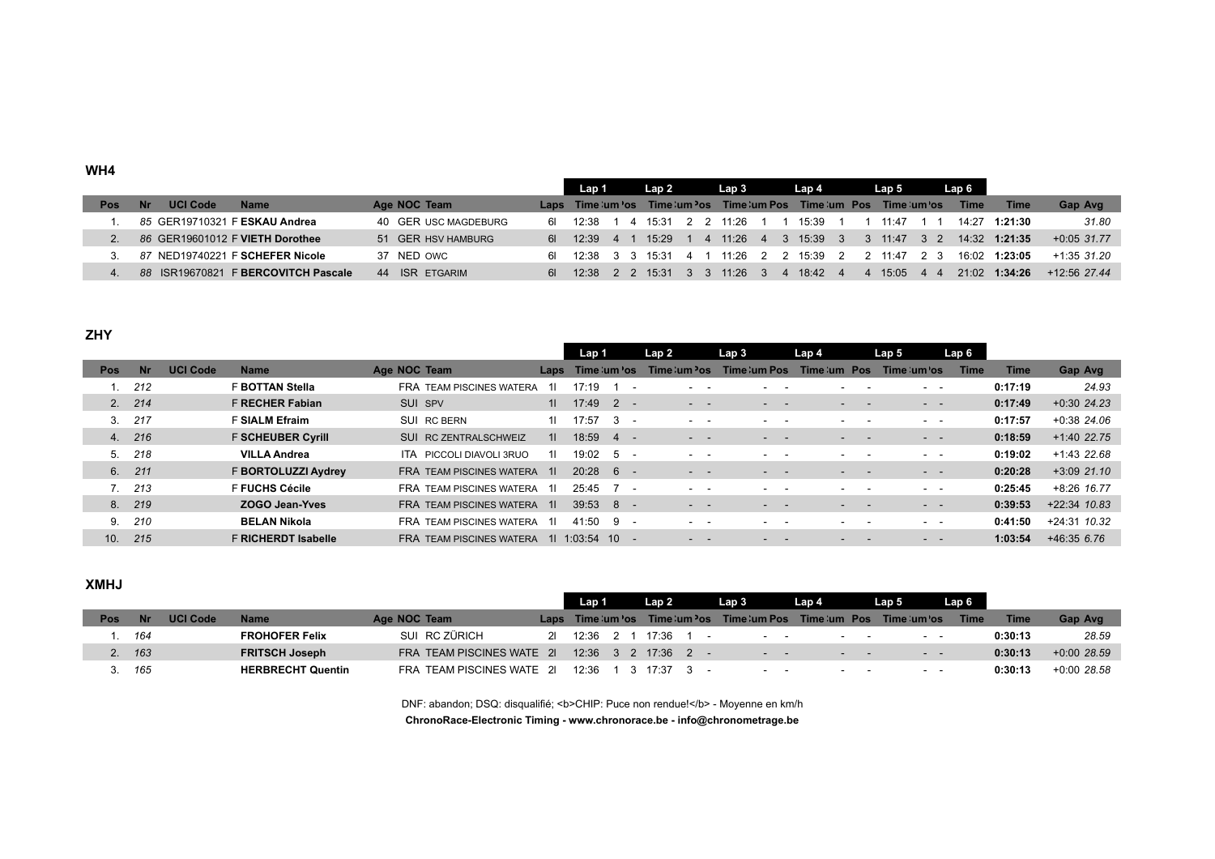## WH4

| Pos | Nr | UCI Code | | Name | Age | NOC | Team | Laps | Lap 1 Time | Cum | Pos | Lap 2 Time | Cum | Pos | Lap 3 Time | Cum | Pos | Lap 4 Time | Cum | Pos | Lap 5 Time | Cum | Pos | Lap 6 Time | Time | Gap | Avg |
|---|---|---|---|---|---|---|---|---|---|---|---|---|---|---|---|---|---|---|---|---|---|---|---|---|---|---|---|
| 1. | 85 | GER19710321 | F | **ESKAU Andrea** | 40 | GER | USC MAGDEBURG | 6l | 12:38 | 1 | 4 | 15:31 | 2 | 2 | 11:26 | 1 | 1 | 15:39 | 1 | 1 | 11:47 | 1 | 1 | 14:27 | **1:21:30** | | 31.80 |
| 2. | 86 | GER19601012 | F | **VIETH Dorothee** | 51 | GER | HSV HAMBURG | 6l | 12:39 | 4 | 1 | 15:29 | 1 | 4 | 11:26 | 4 | 3 | 15:39 | 3 | 3 | 11:47 | 3 | 2 | 14:32 | **1:21:35** | +0:05 | 31.77 |
| 3. | 87 | NED19740221 | F | **SCHEFER Nicole** | 37 | NED | OWC | 6l | 12:38 | 3 | 3 | 15:31 | 4 | 1 | 11:26 | 2 | 2 | 15:39 | 2 | 2 | 11:47 | 2 | 3 | 16:02 | **1:23:05** | +1:35 | 31.20 |
| 4. | 88 | ISR19670821 | F | **BERCOVITCH Pascale** | 44 | ISR | ETGARIM | 6l | 12:38 | 2 | 2 | 15:31 | 3 | 3 | 11:26 | 3 | 4 | 18:42 | 4 | 4 | 15:05 | 4 | 4 | 21:02 | **1:34:26** | +12:56 | 27.44 |

## ZHY

| Pos | Nr | UCI Code | | Name | Age | NOC | Team | Laps | Lap 1 Time | Cum | Pos | Lap 2 Time | Cum | Pos | Lap 3 Time | Cum | Pos | Lap 4 Time | Cum | Pos | Lap 5 Time | Cum | Pos | Lap 6 Time | Time | Gap | Avg |
|---|---|---|---|---|---|---|---|---|---|---|---|---|---|---|---|---|---|---|---|---|---|---|---|---|---|---|---|
| 1. | 212 | | F | **BOTTAN Stella** | | FRA | TEAM PISCINES WATERA | 1l | 17:19 | 1 | - | | - | - | | - | - | | - | - | | - | - | | **0:17:19** | | 24.93 |
| 2. | 214 | | F | **RECHER Fabian** | | SUI | SPV | 1l | 17:49 | 2 | - | | - | - | | - | - | | - | - | | - | - | | **0:17:49** | +0:30 | 24.23 |
| 3. | 217 | | F | **SIALM Efraim** | | SUI | RC BERN | 1l | 17:57 | 3 | - | | - | - | | - | - | | - | - | | - | - | | **0:17:57** | +0:38 | 24.06 |
| 4. | 216 | | F | **SCHEUBER Cyrill** | | SUI | RC ZENTRALSCHWEIZ | 1l | 18:59 | 4 | - | | - | - | | - | - | | - | - | | - | - | | **0:18:59** | +1:40 | 22.75 |
| 5. | 218 | | | **VILLA Andrea** | | ITA | PICCOLI DIAVOLI 3RUO | 1l | 19:02 | 5 | - | | - | - | | - | - | | - | - | | - | - | | **0:19:02** | +1:43 | 22.68 |
| 6. | 211 | | F | **BORTOLUZZI Aydrey** | | FRA | TEAM PISCINES WATERA | 1l | 20:28 | 6 | - | | - | - | | - | - | | - | - | | - | - | | **0:20:28** | +3:09 | 21.10 |
| 7. | 213 | | F | **FUCHS Cécile** | | FRA | TEAM PISCINES WATERA | 1l | 25:45 | 7 | - | | - | - | | - | - | | - | - | | - | - | | **0:25:45** | +8:26 | 16.77 |
| 8. | 219 | | | **ZOGO Jean-Yves** | | FRA | TEAM PISCINES WATERA | 1l | 39:53 | 8 | - | | - | - | | - | - | | - | - | | - | - | | **0:39:53** | +22:34 | 10.83 |
| 9. | 210 | | | **BELAN Nikola** | | FRA | TEAM PISCINES WATERA | 1l | 41:50 | 9 | - | | - | - | | - | - | | - | - | | - | - | | **0:41:50** | +24:31 | 10.32 |
| 10. | 215 | | F | **RICHERDT Isabelle** | | FRA | TEAM PISCINES WATERA | 1l | 1:03:54 | 10 | - | | - | - | | - | - | | - | - | | - | - | | **1:03:54** | +46:35 | 6.76 |

## XMHJ

| Pos | Nr | UCI Code | | Name | Age | NOC | Team | Laps | Lap 1 Time | Cum | Pos | Lap 2 Time | Cum | Pos | Lap 3 Time | Cum | Pos | Lap 4 Time | Cum | Pos | Lap 5 Time | Cum | Pos | Lap 6 Time | Time | Gap | Avg |
|---|---|---|---|---|---|---|---|---|---|---|---|---|---|---|---|---|---|---|---|---|---|---|---|---|---|---|---|
| 1. | 164 | | | **FROHOFER Felix** | | SUI | RC ZÜRICH | 2l | 12:36 | 2 | 1 | 17:36 | 1 | - | | - | - | | - | - | | - | - | | **0:30:13** | | 28.59 |
| 2. | 163 | | | **FRITSCH Joseph** | | FRA | TEAM PISCINES WATE | 2l | 12:36 | 3 | 2 | 17:36 | 2 | - | | - | - | | - | - | | - | - | | **0:30:13** | +0:00 | 28.59 |
| 3. | 165 | | | **HERBRECHT Quentin** | | FRA | TEAM PISCINES WATE | 2l | 12:36 | 1 | 3 | 17:37 | 3 | - | | - | - | | - | - | | - | - | | **0:30:13** | +0:00 | 28.58 |

DNF: abandon; DSQ: disqualifié; <b>CHIP: Puce non rendue!</b> - Moyenne en km/h

**ChronoRace-Electronic Timing - www.chronorace.be - info@chronometrage.be**